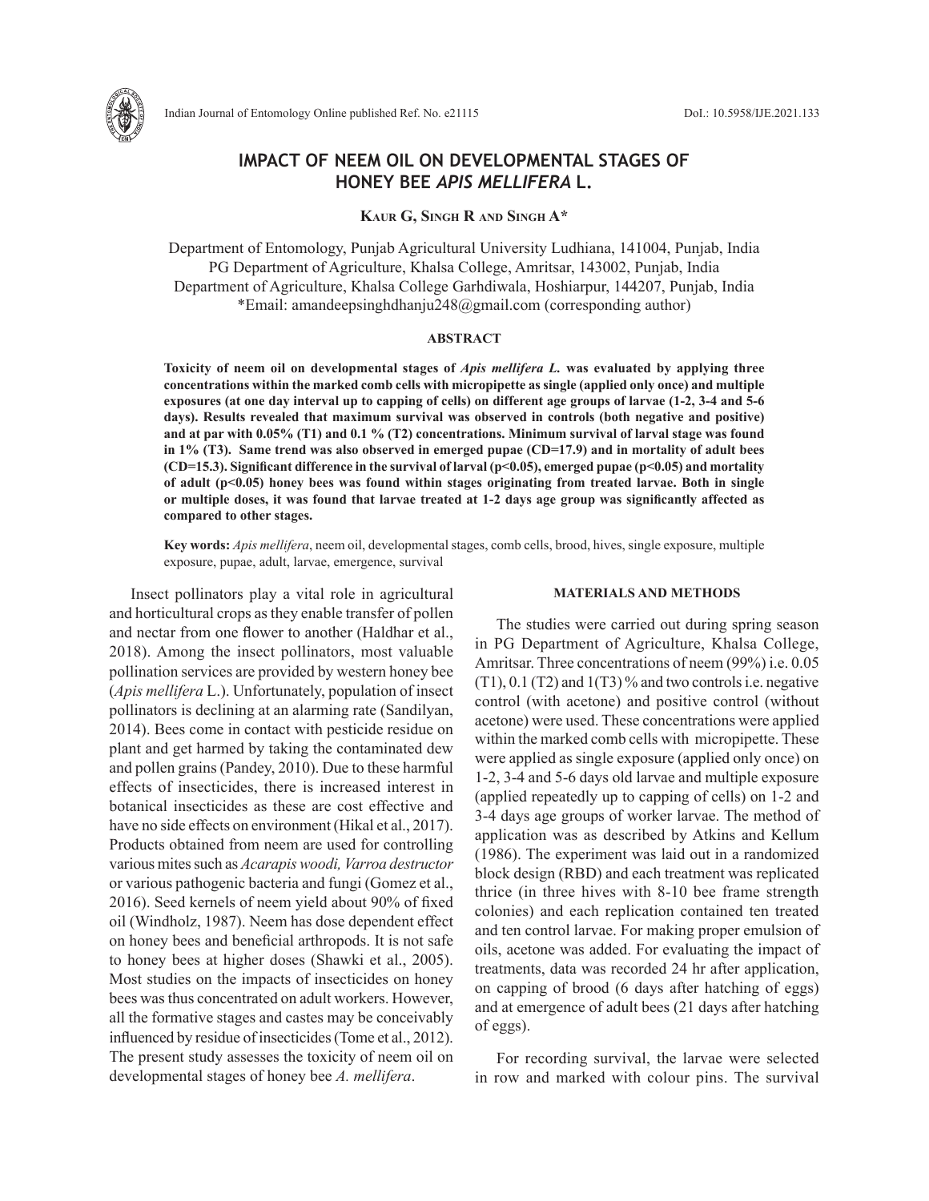# IMPACT OF NEEM OIL ON DEVELOPMENTAL STAGES OF HONEY BEE *APIS MELLIFERA* L.

**Kaur G, Singh R and Singh A***

Department of Entomology, Punjab Agricultural University Ludhiana, 141004, Punjab, India
PG Department of Agriculture, Khalsa College, Amritsar, 143002, Punjab, India
Department of Agriculture, Khalsa College Garhdiwala, Hoshiarpur, 144207, Punjab, India
*Email: amandeepsinghdhanju248@gmail.com (corresponding author)

## ABSTRACT

**Toxicity of neem oil on developmental stages of *Apis mellifera L.* was evaluated by applying three concentrations within the marked comb cells with micropipette as single (applied only once) and multiple exposures (at one day interval up to capping of cells) on different age groups of larvae (1-2, 3-4 and 5-6 days). Results revealed that maximum survival was observed in controls (both negative and positive) and at par with 0.05% (T1) and 0.1 % (T2) concentrations. Minimum survival of larval stage was found in 1% (T3). Same trend was also observed in emerged pupae (CD=17.9) and in mortality of adult bees (CD=15.3). Significant difference in the survival of larval ($p<0.05$), emerged pupae ($p<0.05$) and mortality of adult ($p<0.05$) honey bees was found within stages originating from treated larvae. Both in single or multiple doses, it was found that larvae treated at 1-2 days age group was significantly affected as compared to other stages.**

**Key words:** *Apis mellifera*, neem oil, developmental stages, comb cells, brood, hives, single exposure, multiple exposure, pupae, adult, larvae, emergence, survival

Insect pollinators play a vital role in agricultural and horticultural crops as they enable transfer of pollen and nectar from one flower to another (Haldhar et al., 2018). Among the insect pollinators, most valuable pollination services are provided by western honey bee (*Apis mellifera* L.). Unfortunately, population of insect pollinators is declining at an alarming rate (Sandilyan, 2014). Bees come in contact with pesticide residue on plant and get harmed by taking the contaminated dew and pollen grains (Pandey, 2010). Due to these harmful effects of insecticides, there is increased interest in botanical insecticides as these are cost effective and have no side effects on environment (Hikal et al., 2017). Products obtained from neem are used for controlling various mites such as *Acarapis woodi, Varroa destructor* or various pathogenic bacteria and fungi (Gomez et al., 2016). Seed kernels of neem yield about 90% of fixed oil (Windholz, 1987). Neem has dose dependent effect on honey bees and beneficial arthropods. It is not safe to honey bees at higher doses (Shawki et al., 2005). Most studies on the impacts of insecticides on honey bees was thus concentrated on adult workers. However, all the formative stages and castes may be conceivably influenced by residue of insecticides (Tome et al., 2012). The present study assesses the toxicity of neem oil on developmental stages of honey bee *A. mellifera*.

## MATERIALS AND METHODS

The studies were carried out during spring season in PG Department of Agriculture, Khalsa College, Amritsar. Three concentrations of neem (99%) i.e. 0.05 (T1), 0.1 (T2) and 1(T3) % and two controls i.e. negative control (with acetone) and positive control (without acetone) were used. These concentrations were applied within the marked comb cells with micropipette. These were applied as single exposure (applied only once) on 1-2, 3-4 and 5-6 days old larvae and multiple exposure (applied repeatedly up to capping of cells) on 1-2 and 3-4 days age groups of worker larvae. The method of application was as described by Atkins and Kellum (1986). The experiment was laid out in a randomized block design (RBD) and each treatment was replicated thrice (in three hives with 8-10 bee frame strength colonies) and each replication contained ten treated and ten control larvae. For making proper emulsion of oils, acetone was added. For evaluating the impact of treatments, data was recorded 24 hr after application, on capping of brood (6 days after hatching of eggs) and at emergence of adult bees (21 days after hatching of eggs).

For recording survival, the larvae were selected in row and marked with colour pins. The survival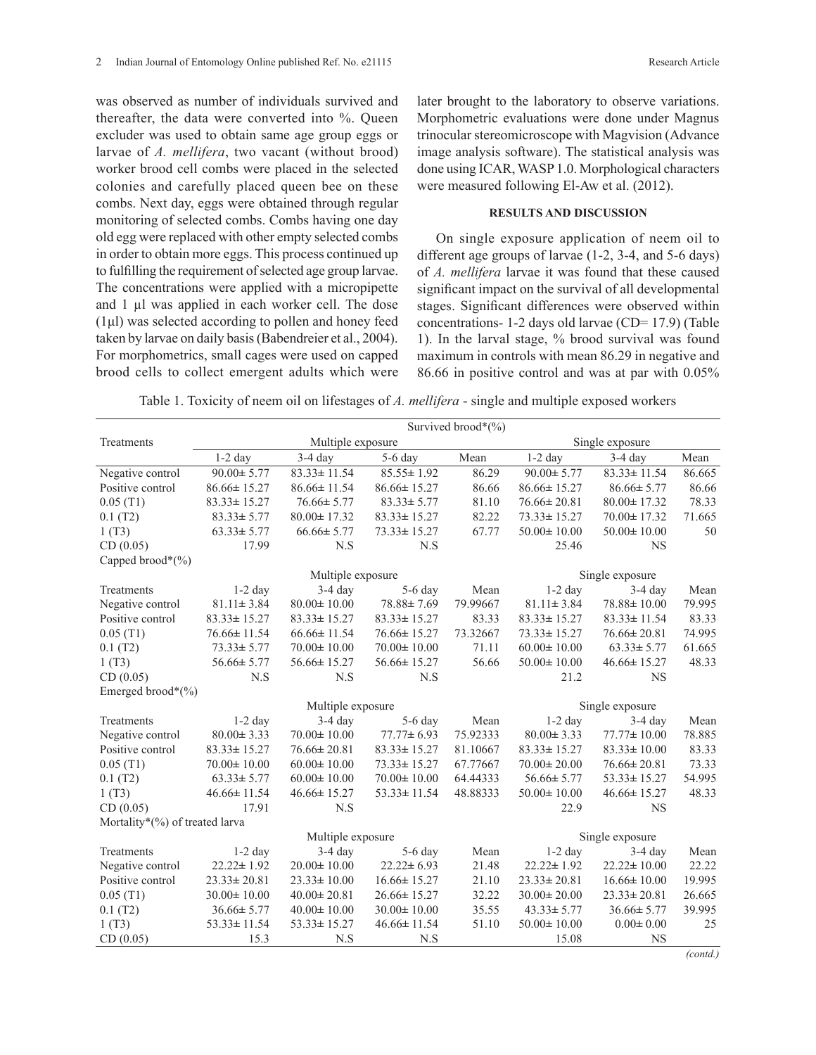was observed as number of individuals survived and thereafter, the data were converted into %. Queen excluder was used to obtain same age group eggs or larvae of *A. mellifera*, two vacant (without brood) worker brood cell combs were placed in the selected colonies and carefully placed queen bee on these combs. Next day, eggs were obtained through regular monitoring of selected combs. Combs having one day old egg were replaced with other empty selected combs in order to obtain more eggs. This process continued up to fulfilling the requirement of selected age group larvae. The concentrations were applied with a micropipette and 1 µl was applied in each worker cell. The dose (1µl) was selected according to pollen and honey feed taken by larvae on daily basis (Babendreier et al., 2004). For morphometrics, small cages were used on capped brood cells to collect emergent adults which were later brought to the laboratory to observe variations. Morphometric evaluations were done under Magnus trinocular stereomicroscope with Magvision (Advance image analysis software). The statistical analysis was done using ICAR, WASP 1.0. Morphological characters were measured following El-Aw et al. (2012).

## RESULTS AND DISCUSSION

On single exposure application of neem oil to different age groups of larvae (1-2, 3-4, and 5-6 days) of *A. mellifera* larvae it was found that these caused significant impact on the survival of all developmental stages. Significant differences were observed within concentrations- 1-2 days old larvae (CD= 17.9) (Table 1). In the larval stage, % brood survival was found maximum in controls with mean 86.29 in negative and 86.66 in positive control and was at par with 0.05%

Table 1. Toxicity of neem oil on lifestages of *A. mellifera* - single and multiple exposed workers

| Treatments | Multiple exposure | | | | Single exposure | | |
|---|---|---|---|---|---|---|---|
| **Survived brood*(%)** | | | | | | | |
| | 1-2 day | 3-4 day | 5-6 day | Mean | 1-2 day | 3-4 day | Mean |
| Negative control | 90.00± 5.77 | 83.33± 11.54 | 85.55± 1.92 | 86.29 | 90.00± 5.77 | 83.33± 11.54 | 86.665 |
| Positive control | 86.66± 15.27 | 86.66± 11.54 | 86.66± 15.27 | 86.66 | 86.66± 15.27 | 86.66± 5.77 | 86.66 |
| 0.05 (T1) | 83.33± 15.27 | 76.66± 5.77 | 83.33± 5.77 | 81.10 | 76.66± 20.81 | 80.00± 17.32 | 78.33 |
| 0.1 (T2) | 83.33± 5.77 | 80.00± 17.32 | 83.33± 15.27 | 82.22 | 73.33± 15.27 | 70.00± 17.32 | 71.665 |
| 1 (T3) | 63.33± 5.77 | 66.66± 5.77 | 73.33± 15.27 | 67.77 | 50.00± 10.00 | 50.00± 10.00 | 50 |
| CD (0.05) | 17.99 | N.S | N.S | | 25.46 | NS | |
| **Capped brood*(%)** | | | | | | | |
| Treatments | 1-2 day | 3-4 day | 5-6 day | Mean | 1-2 day | 3-4 day | Mean |
| Negative control | 81.11± 3.84 | 80.00± 10.00 | 78.88± 7.69 | 79.99667 | 81.11± 3.84 | 78.88± 10.00 | 79.995 |
| Positive control | 83.33± 15.27 | 83.33± 15.27 | 83.33± 15.27 | 83.33 | 83.33± 15.27 | 83.33± 11.54 | 83.33 |
| 0.05 (T1) | 76.66± 11.54 | 66.66± 11.54 | 76.66± 15.27 | 73.32667 | 73.33± 15.27 | 76.66± 20.81 | 74.995 |
| 0.1 (T2) | 73.33± 5.77 | 70.00± 10.00 | 70.00± 10.00 | 71.11 | 60.00± 10.00 | 63.33± 5.77 | 61.665 |
| 1 (T3) | 56.66± 5.77 | 56.66± 15.27 | 56.66± 15.27 | 56.66 | 50.00± 10.00 | 46.66± 15.27 | 48.33 |
| CD (0.05) | N.S | N.S | N.S | | 21.2 | NS | |
| **Emerged brood*(%)** | | | | | | | |
| Treatments | 1-2 day | 3-4 day | 5-6 day | Mean | 1-2 day | 3-4 day | Mean |
| Negative control | 80.00± 3.33 | 70.00± 10.00 | 77.77± 6.93 | 75.92333 | 80.00± 3.33 | 77.77± 10.00 | 78.885 |
| Positive control | 83.33± 15.27 | 76.66± 20.81 | 83.33± 15.27 | 81.10667 | 83.33± 15.27 | 83.33± 10.00 | 83.33 |
| 0.05 (T1) | 70.00± 10.00 | 60.00± 10.00 | 73.33± 15.27 | 67.77667 | 70.00± 20.00 | 76.66± 20.81 | 73.33 |
| 0.1 (T2) | 63.33± 5.77 | 60.00± 10.00 | 70.00± 10.00 | 64.44333 | 56.66± 5.77 | 53.33± 15.27 | 54.995 |
| 1 (T3) | 46.66± 11.54 | 46.66± 15.27 | 53.33± 11.54 | 48.88333 | 50.00± 10.00 | 46.66± 15.27 | 48.33 |
| CD (0.05) | 17.91 | N.S | | | 22.9 | NS | |
| **Mortality*(%) of treated larva** | | | | | | | |
| Treatments | 1-2 day | 3-4 day | 5-6 day | Mean | 1-2 day | 3-4 day | Mean |
| Negative control | 22.22± 1.92 | 20.00± 10.00 | 22.22± 6.93 | 21.48 | 22.22± 1.92 | 22.22± 10.00 | 22.22 |
| Positive control | 23.33± 20.81 | 23.33± 10.00 | 16.66± 15.27 | 21.10 | 23.33± 20.81 | 16.66± 10.00 | 19.995 |
| 0.05 (T1) | 30.00± 10.00 | 40.00± 20.81 | 26.66± 15.27 | 32.22 | 30.00± 20.00 | 23.33± 20.81 | 26.665 |
| 0.1 (T2) | 36.66± 5.77 | 40.00± 10.00 | 30.00± 10.00 | 35.55 | 43.33± 5.77 | 36.66± 5.77 | 39.995 |
| 1 (T3) | 53.33± 11.54 | 53.33± 15.27 | 46.66± 11.54 | 51.10 | 50.00± 10.00 | 0.00± 0.00 | 25 |
| CD (0.05) | 15.3 | N.S | N.S | | 15.08 | NS | |

*(contd.)*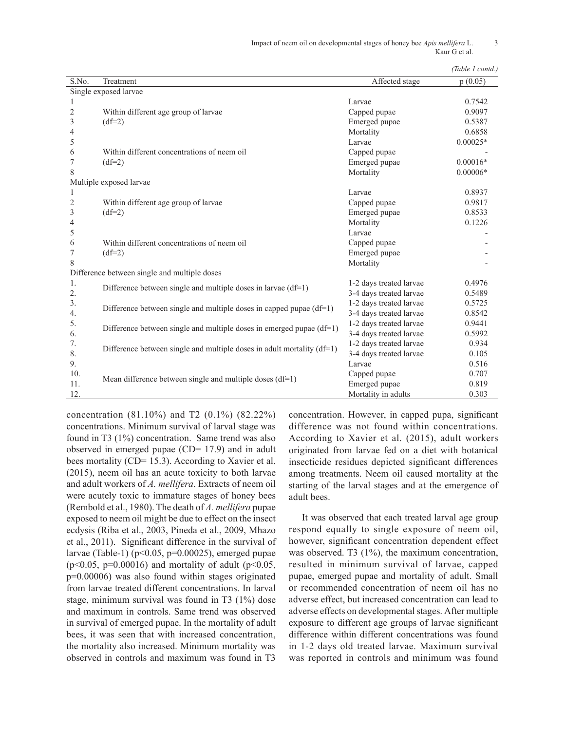*(Table 1 contd.)*

| S.No. | Treatment | Affected stage | p (0.05) |
|---|---|---|---|
| Single exposed larvae | | | |
| 1 | Within different age group of larvae (df=2) | Larvae | 0.7542 |
| 2 | | Capped pupae | 0.9097 |
| 3 | | Emerged pupae | 0.5387 |
| 4 | | Mortality | 0.6858 |
| 5 | Within different concentrations of neem oil (df=2) | Larvae | 0.00025* |
| 6 | | Capped pupae | - |
| 7 | | Emerged pupae | 0.00016* |
| 8 | | Mortality | 0.00006* |
| Multiple exposed larvae | | | |
| 1 | Within different age group of larvae (df=2) | Larvae | 0.8937 |
| 2 | | Capped pupae | 0.9817 |
| 3 | | Emerged pupae | 0.8533 |
| 4 | | Mortality | 0.1226 |
| 5 | Within different concentrations of neem oil (df=2) | Larvae | - |
| 6 | | Capped pupae | - |
| 7 | | Emerged pupae | - |
| 8 | | Mortality | - |
| Difference between single and multiple doses | | | |
| 1. | Difference between single and multiple doses in larvae (df=1) | 1-2 days treated larvae | 0.4976 |
| 2. | | 3-4 days treated larvae | 0.5489 |
| 3. | Difference between single and multiple doses in capped pupae (df=1) | 1-2 days treated larvae | 0.5725 |
| 4. | | 3-4 days treated larvae | 0.8542 |
| 5. | Difference between single and multiple doses in emerged pupae (df=1) | 1-2 days treated larvae | 0.9441 |
| 6. | | 3-4 days treated larvae | 0.5992 |
| 7. | Difference between single and multiple doses in adult mortality (df=1) | 1-2 days treated larvae | 0.934 |
| 8. | | 3-4 days treated larvae | 0.105 |
| 9. | Mean difference between single and multiple doses (df=1) | Larvae | 0.516 |
| 10. | | Capped pupae | 0.707 |
| 11. | | Emerged pupae | 0.819 |
| 12. | | Mortality in adults | 0.303 |

concentration (81.10%) and T2 (0.1%) (82.22%) concentrations. Minimum survival of larval stage was found in T3 (1%) concentration. Same trend was also observed in emerged pupae (CD= 17.9) and in adult bees mortality (CD= 15.3). According to Xavier et al. (2015), neem oil has an acute toxicity to both larvae and adult workers of *A. mellifera*. Extracts of neem oil were acutely toxic to immature stages of honey bees (Rembold et al., 1980). The death of *A. mellifera* pupae exposed to neem oil might be due to effect on the insect ecdysis (Riba et al., 2003, Pineda et al., 2009, Mhazo et al., 2011). Significant difference in the survival of larvae (Table-1) ($p<0.05$, $p=0.00025$), emerged pupae ($p<0.05$, $p=0.00016$) and mortality of adult ($p<0.05$, $p=0.00006$) was also found within stages originated from larvae treated different concentrations. In larval stage, minimum survival was found in T3 (1%) dose and maximum in controls. Same trend was observed in survival of emerged pupae. In the mortality of adult bees, it was seen that with increased concentration, the mortality also increased. Minimum mortality was observed in controls and maximum was found in T3 concentration. However, in capped pupa, significant difference was not found within concentrations. According to Xavier et al. (2015), adult workers originated from larvae fed on a diet with botanical insecticide residues depicted significant differences among treatments. Neem oil caused mortality at the starting of the larval stages and at the emergence of adult bees.

It was observed that each treated larval age group respond equally to single exposure of neem oil, however, significant concentration dependent effect was observed. T3 (1%), the maximum concentration, resulted in minimum survival of larvae, capped pupae, emerged pupae and mortality of adult. Small or recommended concentration of neem oil has no adverse effect, but increased concentration can lead to adverse effects on developmental stages. After multiple exposure to different age groups of larvae significant difference within different concentrations was found in 1-2 days old treated larvae. Maximum survival was reported in controls and minimum was found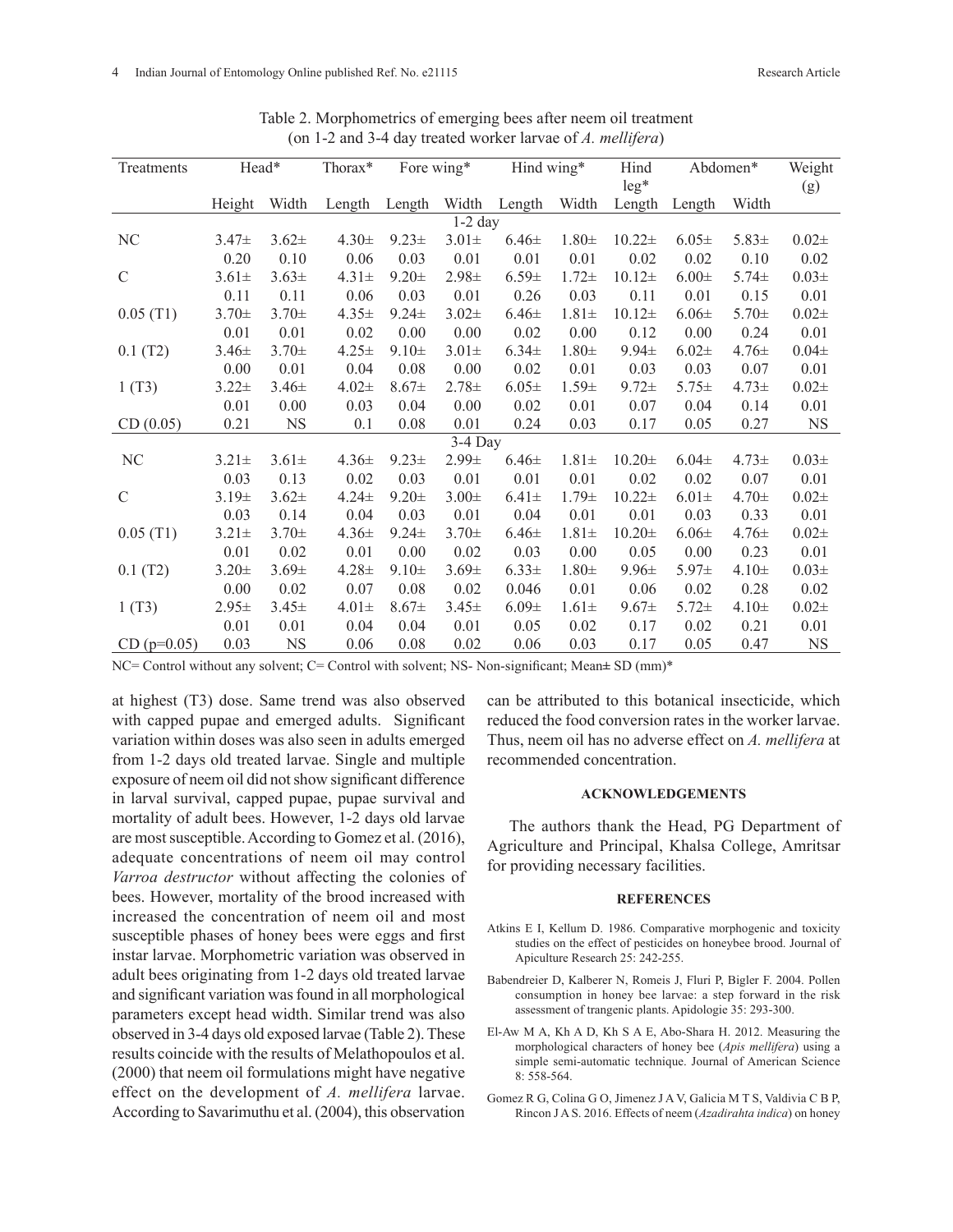Table 2. Morphometrics of emerging bees after neem oil treatment (on 1-2 and 3-4 day treated worker larvae of *A. mellifera*)

| Treatments | Head* | | Thorax* | Fore wing* | | Hind wing* | | Hind leg* | Abdomen* | | Weight (g) |
|---|---|---|---|---|---|---|---|---|---|---|---|
| | Height | Width | Length | Length | Width | Length | Width | Length | Length | Width | |
| **1-2 day** | | | | | | | | | | | |
| NC | 3.47± 0.20 | 3.62± 0.10 | 4.30± 0.06 | 9.23± 0.03 | 3.01± 0.01 | 6.46± 0.01 | 1.80± 0.01 | 10.22± 0.02 | 6.05± 0.02 | 5.83± 0.10 | 0.02± 0.02 |
| C | 3.61± 0.11 | 3.63± 0.11 | 4.31± 0.06 | 9.20± 0.03 | 2.98± 0.01 | 6.59± 0.26 | 1.72± 0.03 | 10.12± 0.11 | 6.00± 0.01 | 5.74± 0.15 | 0.03± 0.01 |
| 0.05 (T1) | 3.70± 0.01 | 3.70± 0.01 | 4.35± 0.02 | 9.24± 0.00 | 3.02± 0.00 | 6.46± 0.02 | 1.81± 0.00 | 10.12± 0.12 | 6.06± 0.00 | 5.70± 0.24 | 0.02± 0.01 |
| 0.1 (T2) | 3.46± 0.00 | 3.70± 0.01 | 4.25± 0.04 | 9.10± 0.08 | 3.01± 0.00 | 6.34± 0.02 | 1.80± 0.01 | 9.94± 0.03 | 6.02± 0.03 | 4.76± 0.07 | 0.04± 0.01 |
| 1 (T3) | 3.22± 0.01 | 3.46± 0.00 | 4.02± 0.03 | 8.67± 0.04 | 2.78± 0.00 | 6.05± 0.02 | 1.59± 0.01 | 9.72± 0.07 | 5.75± 0.04 | 4.73± 0.14 | 0.02± 0.01 |
| CD (0.05) | 0.21 | NS | 0.1 | 0.08 | 0.01 | 0.24 | 0.03 | 0.17 | 0.05 | 0.27 | NS |
| **3-4 Day** | | | | | | | | | | | |
| NC | 3.21± 0.03 | 3.61± 0.13 | 4.36± 0.02 | 9.23± 0.03 | 2.99± 0.01 | 6.46± 0.01 | 1.81± 0.01 | 10.20± 0.02 | 6.04± 0.02 | 4.73± 0.07 | 0.03± 0.01 |
| C | 3.19± 0.03 | 3.62± 0.14 | 4.24± 0.04 | 9.20± 0.03 | 3.00± 0.01 | 6.41± 0.04 | 1.79± 0.01 | 10.22± 0.01 | 6.01± 0.03 | 4.70± 0.33 | 0.02± 0.01 |
| 0.05 (T1) | 3.21± 0.01 | 3.70± 0.02 | 4.36± 0.01 | 9.24± 0.00 | 3.70± 0.02 | 6.46± 0.03 | 1.81± 0.00 | 10.20± 0.05 | 6.06± 0.00 | 4.76± 0.23 | 0.02± 0.01 |
| 0.1 (T2) | 3.20± 0.00 | 3.69± 0.02 | 4.28± 0.07 | 9.10± 0.08 | 3.69± 0.02 | 6.33± 0.046 | 1.80± 0.01 | 9.96± 0.06 | 5.97± 0.02 | 4.10± 0.28 | 0.03± 0.02 |
| 1 (T3) | 2.95± 0.01 | 3.45± 0.01 | 4.01± 0.04 | 8.67± 0.04 | 3.45± 0.01 | 6.09± 0.05 | 1.61± 0.02 | 9.67± 0.17 | 5.72± 0.02 | 4.10± 0.21 | 0.02± 0.01 |
| CD (p=0.05) | 0.03 | NS | 0.06 | 0.08 | 0.02 | 0.06 | 0.03 | 0.17 | 0.05 | 0.47 | NS |

NC= Control without any solvent; C= Control with solvent; NS- Non-significant; Mean± SD (mm)*

at highest (T3) dose. Same trend was also observed with capped pupae and emerged adults. Significant variation within doses was also seen in adults emerged from 1-2 days old treated larvae. Single and multiple exposure of neem oil did not show significant difference in larval survival, capped pupae, pupae survival and mortality of adult bees. However, 1-2 days old larvae are most susceptible. According to Gomez et al. (2016), adequate concentrations of neem oil may control *Varroa destructor* without affecting the colonies of bees. However, mortality of the brood increased with increased the concentration of neem oil and most susceptible phases of honey bees were eggs and first instar larvae. Morphometric variation was observed in adult bees originating from 1-2 days old treated larvae and significant variation was found in all morphological parameters except head width. Similar trend was also observed in 3-4 days old exposed larvae (Table 2). These results coincide with the results of Melathopoulos et al. (2000) that neem oil formulations might have negative effect on the development of *A. mellifera* larvae. According to Savarimuthu et al. (2004), this observation can be attributed to this botanical insecticide, which reduced the food conversion rates in the worker larvae. Thus, neem oil has no adverse effect on *A. mellifera* at recommended concentration.

## ACKNOWLEDGEMENTS

The authors thank the Head, PG Department of Agriculture and Principal, Khalsa College, Amritsar for providing necessary facilities.

## REFERENCES

Atkins E I, Kellum D. 1986. Comparative morphogenic and toxicity studies on the effect of pesticides on honeybee brood. Journal of Apiculture Research 25: 242-255.

Babendreier D, Kalberer N, Romeis J, Fluri P, Bigler F. 2004. Pollen consumption in honey bee larvae: a step forward in the risk assessment of trangenic plants. Apidologie 35: 293-300.

El-Aw M A, Kh A D, Kh S A E, Abo-Shara H. 2012. Measuring the morphological characters of honey bee (*Apis mellifera*) using a simple semi-automatic technique. Journal of American Science 8: 558-564.

Gomez R G, Colina G O, Jimenez J A V, Galicia M T S, Valdivia C B P, Rincon J A S. 2016. Effects of neem (*Azadirahta indica*) on honey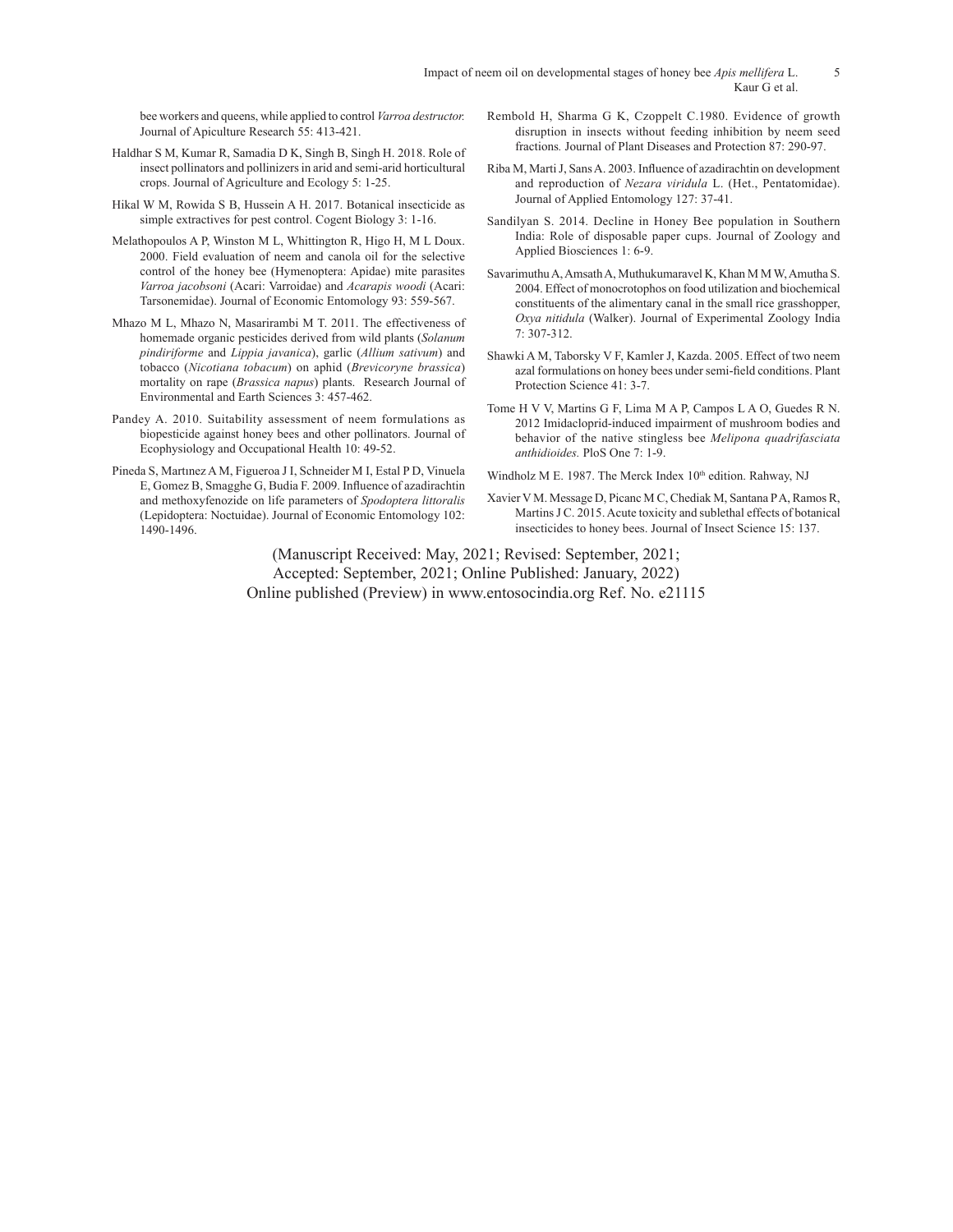bee workers and queens, while applied to control *Varroa destructor.* Journal of Apiculture Research 55: 413-421.

Haldhar S M, Kumar R, Samadia D K, Singh B, Singh H. 2018. Role of insect pollinators and pollinizers in arid and semi-arid horticultural crops. Journal of Agriculture and Ecology 5: 1-25.

Hikal W M, Rowida S B, Hussein A H. 2017. Botanical insecticide as simple extractives for pest control. Cogent Biology 3: 1-16.

Melathopoulos A P, Winston M L, Whittington R, Higo H, M L Doux. 2000. Field evaluation of neem and canola oil for the selective control of the honey bee (Hymenoptera: Apidae) mite parasites *Varroa jacobsoni* (Acari: Varroidae) and *Acarapis woodi* (Acari: Tarsonemidae). Journal of Economic Entomology 93: 559-567.

Mhazo M L, Mhazo N, Masarirambi M T. 2011. The effectiveness of homemade organic pesticides derived from wild plants (*Solanum pindiriforme* and *Lippia javanica*), garlic (*Allium sativum*) and tobacco (*Nicotiana tobacum*) on aphid (*Brevicoryne brassica*) mortality on rape (*Brassica napus*) plants. Research Journal of Environmental and Earth Sciences 3: 457-462.

Pandey A. 2010. Suitability assessment of neem formulations as biopesticide against honey bees and other pollinators. Journal of Ecophysiology and Occupational Health 10: 49-52.

Pineda S, Martınez A M, Figueroa J I, Schneider M I, Estal P D, Vinuela E, Gomez B, Smagghe G, Budia F. 2009. Influence of azadirachtin and methoxyfenozide on life parameters of *Spodoptera littoralis* (Lepidoptera: Noctuidae). Journal of Economic Entomology 102: 1490-1496.

Rembold H, Sharma G K, Czoppelt C.1980. Evidence of growth disruption in insects without feeding inhibition by neem seed fractions*.* Journal of Plant Diseases and Protection 87: 290-97.

Riba M, Marti J, Sans A. 2003. Influence of azadirachtin on development and reproduction of *Nezara viridula* L. (Het., Pentatomidae). Journal of Applied Entomology 127: 37-41.

Sandilyan S. 2014. Decline in Honey Bee population in Southern India: Role of disposable paper cups. Journal of Zoology and Applied Biosciences 1: 6-9.

Savarimuthu A, Amsath A, Muthukumaravel K, Khan M M W, Amutha S. 2004. Effect of monocrotophos on food utilization and biochemical constituents of the alimentary canal in the small rice grasshopper, *Oxya nitidula* (Walker). Journal of Experimental Zoology India 7: 307-312.

Shawki A M, Taborsky V F, Kamler J, Kazda. 2005. Effect of two neem azal formulations on honey bees under semi-field conditions. Plant Protection Science 41: 3-7.

Tome H V V, Martins G F, Lima M A P, Campos L A O, Guedes R N. 2012 Imidacloprid-induced impairment of mushroom bodies and behavior of the native stingless bee *Melipona quadrifasciata anthidioides.* PloS One 7: 1-9.

Windholz M E. 1987. The Merck Index 10th edition. Rahway, NJ

Xavier V M. Message D, Picanc M C, Chediak M, Santana P A, Ramos R, Martins J C. 2015. Acute toxicity and sublethal effects of botanical insecticides to honey bees. Journal of Insect Science 15: 137.

(Manuscript Received: May, 2021; Revised: September, 2021; Accepted: September, 2021; Online Published: January, 2022)
Online published (Preview) in www.entosocindia.org Ref. No. e21115